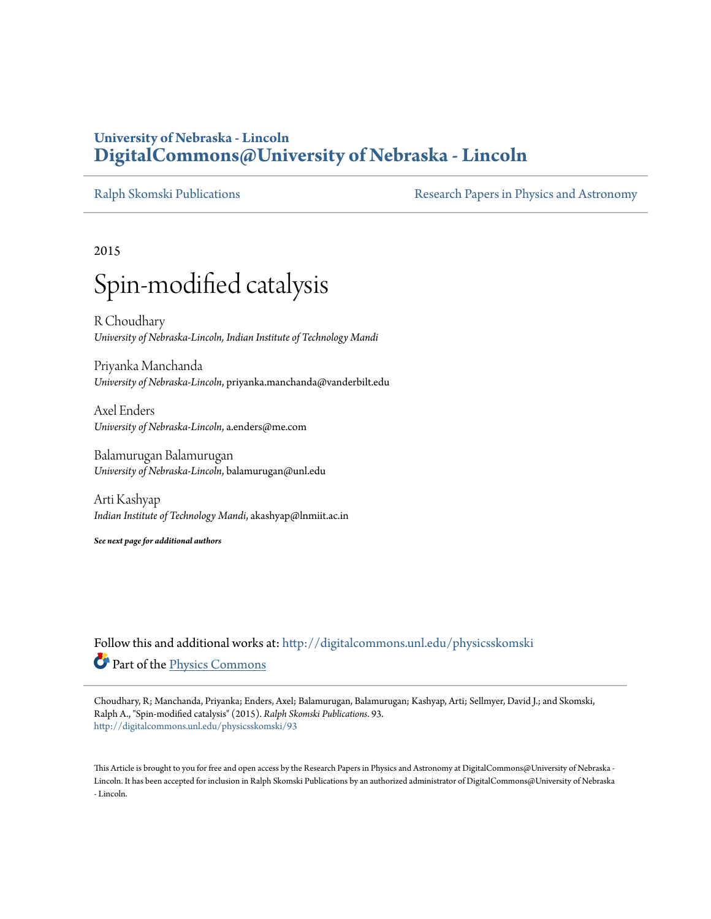University of Nebraska - Lincoln
**DigitalCommons@University of Nebraska - Lincoln**

Ralph Skomski Publications | Research Papers in Physics and Astronomy

2015

# Spin-modified catalysis

R Choudhary
*University of Nebraska-Lincoln, Indian Institute of Technology Mandi*

Priyanka Manchanda
*University of Nebraska-Lincoln*, priyanka.manchanda@vanderbilt.edu

Axel Enders
*University of Nebraska-Lincoln*, a.enders@me.com

Balamurugan Balamurugan
*University of Nebraska-Lincoln*, balamurugan@unl.edu

Arti Kashyap
*Indian Institute of Technology Mandi*, akashyap@lnmiit.ac.in

***See next page for additional authors***

Follow this and additional works at: http://digitalcommons.unl.edu/physicsskomski

Part of the Physics Commons

Choudhary, R; Manchanda, Priyanka; Enders, Axel; Balamurugan, Balamurugan; Kashyap, Arti; Sellmyer, David J.; and Skomski, Ralph A., "Spin-modified catalysis" (2015). *Ralph Skomski Publications*. 93.
http://digitalcommons.unl.edu/physicsskomski/93

This Article is brought to you for free and open access by the Research Papers in Physics and Astronomy at DigitalCommons@University of Nebraska - Lincoln. It has been accepted for inclusion in Ralph Skomski Publications by an authorized administrator of DigitalCommons@University of Nebraska - Lincoln.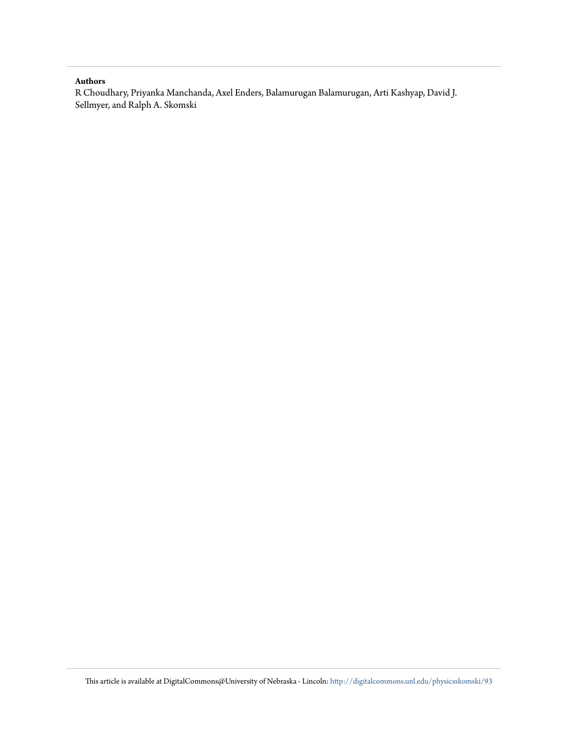**Authors**

R Choudhary, Priyanka Manchanda, Axel Enders, Balamurugan Balamurugan, Arti Kashyap, David J. Sellmyer, and Ralph A. Skomski

This article is available at DigitalCommons@University of Nebraska - Lincoln: http://digitalcommons.unl.edu/physicsskomski/93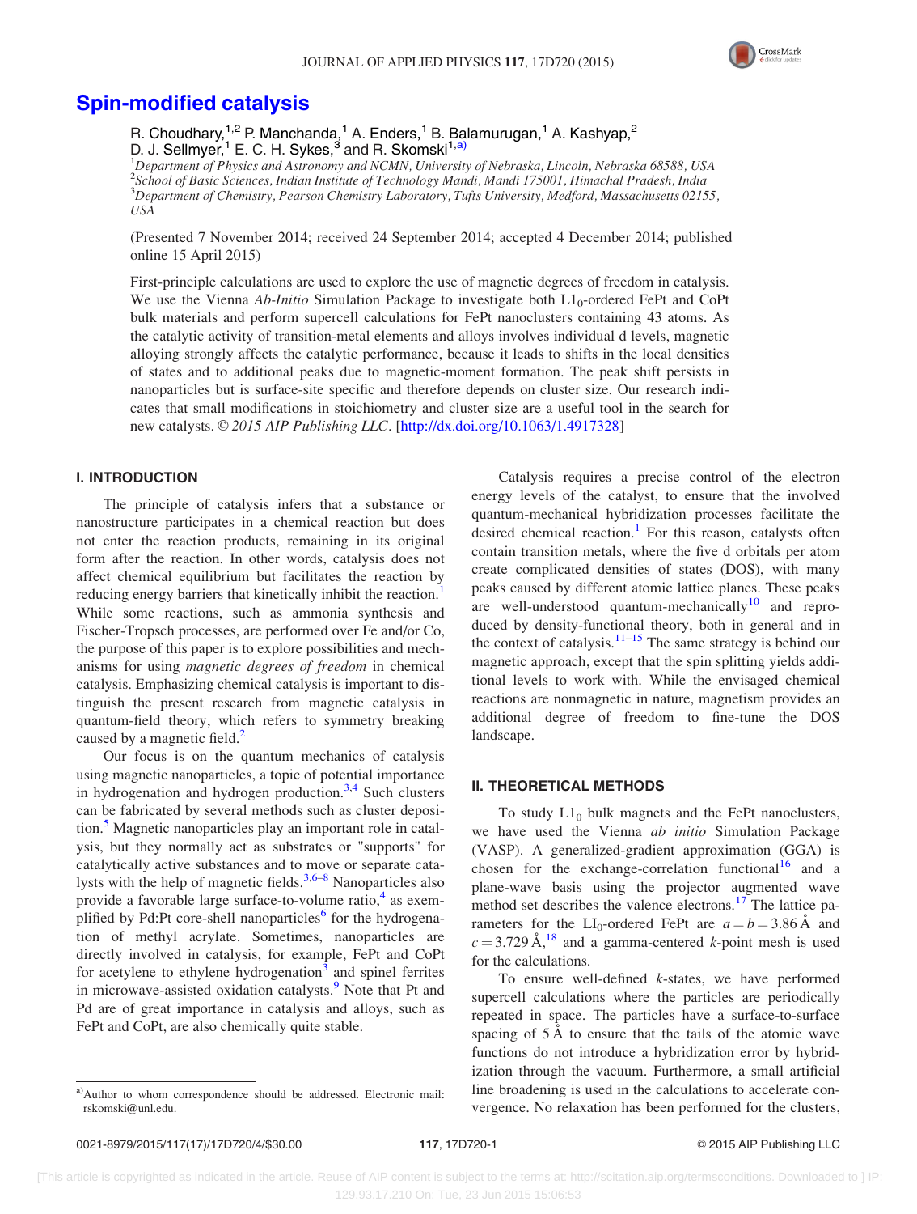# Spin-modified catalysis

R. Choudhary,[1,2] P. Manchanda,[1] A. Enders,[1] B. Balamurugan,[1] A. Kashyap,[2] D. J. Sellmyer,[1] E. C. H. Sykes,[3] and R. Skomski[1,a)]

[1]Department of Physics and Astronomy and NCMN, University of Nebraska, Lincoln, Nebraska 68588, USA
[2]School of Basic Sciences, Indian Institute of Technology Mandi, Mandi 175001, Himachal Pradesh, India
[3]Department of Chemistry, Pearson Chemistry Laboratory, Tufts University, Medford, Massachusetts 02155, USA

(Presented 7 November 2014; received 24 September 2014; accepted 4 December 2014; published online 15 April 2015)

First-principle calculations are used to explore the use of magnetic degrees of freedom in catalysis. We use the Vienna *Ab-Initio* Simulation Package to investigate both $L1_0$-ordered FePt and CoPt bulk materials and perform supercell calculations for FePt nanoclusters containing 43 atoms. As the catalytic activity of transition-metal elements and alloys involves individual d levels, magnetic alloying strongly affects the catalytic performance, because it leads to shifts in the local densities of states and to additional peaks due to magnetic-moment formation. The peak shift persists in nanoparticles but is surface-site specific and therefore depends on cluster size. Our research indicates that small modifications in stoichiometry and cluster size are a useful tool in the search for new catalysts. *© 2015 AIP Publishing LLC*. [http://dx.doi.org/10.1063/1.4917328]

## I. INTRODUCTION

The principle of catalysis infers that a substance or nanostructure participates in a chemical reaction but does not enter the reaction products, remaining in its original form after the reaction. In other words, catalysis does not affect chemical equilibrium but facilitates the reaction by reducing energy barriers that kinetically inhibit the reaction.[1] While some reactions, such as ammonia synthesis and Fischer-Tropsch processes, are performed over Fe and/or Co, the purpose of this paper is to explore possibilities and mechanisms for using *magnetic degrees of freedom* in chemical catalysis. Emphasizing chemical catalysis is important to distinguish the present research from magnetic catalysis in quantum-field theory, which refers to symmetry breaking caused by a magnetic field.[2]

Our focus is on the quantum mechanics of catalysis using magnetic nanoparticles, a topic of potential importance in hydrogenation and hydrogen production.[3,4] Such clusters can be fabricated by several methods such as cluster deposition.[5] Magnetic nanoparticles play an important role in catalysis, but they normally act as substrates or "supports" for catalytically active substances and to move or separate catalysts with the help of magnetic fields.[3,6–8] Nanoparticles also provide a favorable large surface-to-volume ratio,[4] as exemplified by Pd:Pt core-shell nanoparticles[6] for the hydrogenation of methyl acrylate. Sometimes, nanoparticles are directly involved in catalysis, for example, FePt and CoPt for acetylene to ethylene hydrogenation[3] and spinel ferrites in microwave-assisted oxidation catalysts.[9] Note that Pt and Pd are of great importance in catalysis and alloys, such as FePt and CoPt, are also chemically quite stable.

Catalysis requires a precise control of the electron energy levels of the catalyst, to ensure that the involved quantum-mechanical hybridization processes facilitate the desired chemical reaction.[1] For this reason, catalysts often contain transition metals, where the five d orbitals per atom create complicated densities of states (DOS), with many peaks caused by different atomic lattice planes. These peaks are well-understood quantum-mechanically[10] and reproduced by density-functional theory, both in general and in the context of catalysis.[11–15] The same strategy is behind our magnetic approach, except that the spin splitting yields additional levels to work with. While the envisaged chemical reactions are nonmagnetic in nature, magnetism provides an additional degree of freedom to fine-tune the DOS landscape.

## II. THEORETICAL METHODS

To study $L1_0$ bulk magnets and the FePt nanoclusters, we have used the Vienna *ab initio* Simulation Package (VASP). A generalized-gradient approximation (GGA) is chosen for the exchange-correlation functional[16] and a plane-wave basis using the projector augmented wave method set describes the valence electrons.[17] The lattice parameters for the $LI_0$-ordered FePt are $a = b = 3.86$ Å and $c = 3.729$ Å,[18] and a gamma-centered $k$-point mesh is used for the calculations.

To ensure well-defined $k$-states, we have performed supercell calculations where the particles are periodically repeated in space. The particles have a surface-to-surface spacing of 5 Å to ensure that the tails of the atomic wave functions do not introduce a hybridization error by hybridization through the vacuum. Furthermore, a small artificial line broadening is used in the calculations to accelerate convergence. No relaxation has been performed for the clusters,

a)Author to whom correspondence should be addressed. Electronic mail: rskomski@unl.edu.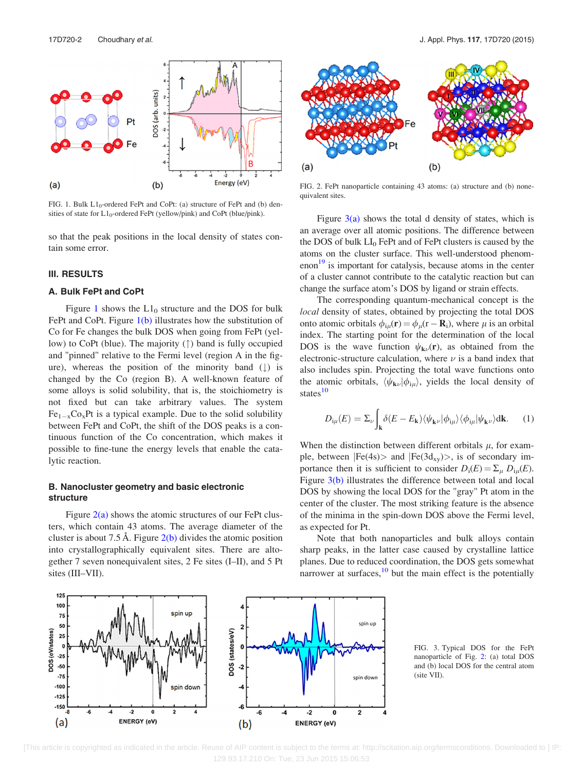FIG. 1. Bulk $L1_0$-ordered FePt and CoPt: (a) structure of FePt and (b) densities of state for $L1_0$-ordered FePt (yellow/pink) and CoPt (blue/pink).

so that the peak positions in the local density of states contain some error.

## III. RESULTS

### A. Bulk FePt and CoPt

Figure 1 shows the $L1_0$ structure and the DOS for bulk FePt and CoPt. Figure 1(b) illustrates how the substitution of Co for Fe changes the bulk DOS when going from FePt (yellow) to CoPt (blue). The majority (↑) band is fully occupied and "pinned" relative to the Fermi level (region A in the figure), whereas the position of the minority band (↓) is changed by the Co (region B). A well-known feature of some alloys is solid solubility, that is, the stoichiometry is not fixed but can take arbitrary values. The system $Fe_{1-x}Co_xPt$ is a typical example. Due to the solid solubility between FePt and CoPt, the shift of the DOS peaks is a continuous function of the Co concentration, which makes it possible to fine-tune the energy levels that enable the catalytic reaction.

### B. Nanocluster geometry and basic electronic structure

Figure 2(a) shows the atomic structures of our FePt clusters, which contain 43 atoms. The average diameter of the cluster is about 7.5 Å. Figure 2(b) divides the atomic position into crystallographically equivalent sites. There are altogether 7 seven nonequivalent sites, 2 Fe sites (I–II), and 5 Pt sites (III–VII).

FIG. 2. FePt nanoparticle containing 43 atoms: (a) structure and (b) nonequivalent sites.

Figure 3(a) shows the total d density of states, which is an average over all atomic positions. The difference between the DOS of bulk $LI_0$ FePt and of FePt clusters is caused by the atoms on the cluster surface. This well-understood phenomenon[19] is important for catalysis, because atoms in the center of a cluster cannot contribute to the catalytic reaction but can change the surface atom's DOS by ligand or strain effects.

The corresponding quantum-mechanical concept is the *local* density of states, obtained by projecting the total DOS onto atomic orbitals $\phi_{i\mu}(\mathbf{r}) = \phi_\mu(\mathbf{r} - \mathbf{R}_i)$, where $\mu$ is an orbital index. The starting point for the determination of the local DOS is the wave function $\psi_{\mathbf{k}\nu}(\mathbf{r})$, as obtained from the electronic-structure calculation, where $\nu$ is a band index that also includes spin. Projecting the total wave functions onto the atomic orbitals, $\langle\psi_{\mathbf{k}\nu}|\phi_{i\mu}\rangle$, yields the local density of states[10]

$$D_{i\mu}(E) = \Sigma_\nu \int_{\mathbf{k}} \delta(E - E_{\mathbf{k}}) \langle\psi_{\mathbf{k}\nu}|\phi_{i\mu}\rangle\langle\phi_{i\mu}|\psi_{\mathbf{k}\nu}\rangle \mathrm{d}\mathbf{k}. \quad (1)$$

When the distinction between different orbitals $\mu$, for example, between $|Fe(4s)>$ and $|Fe(3d_{xy})>$, is of secondary importance then it is sufficient to consider $D_i(E) = \Sigma_\mu D_{i\mu}(E)$. Figure 3(b) illustrates the difference between total and local DOS by showing the local DOS for the "gray" Pt atom in the center of the cluster. The most striking feature is the absence of the minima in the spin-down DOS above the Fermi level, as expected for Pt.

Note that both nanoparticles and bulk alloys contain sharp peaks, in the latter case caused by crystalline lattice planes. Due to reduced coordination, the DOS gets somewhat narrower at surfaces,[10] but the main effect is the potentially

FIG. 3. Typical DOS for the FePt nanoparticle of Fig. 2: (a) total DOS and (b) local DOS for the central atom (site VII).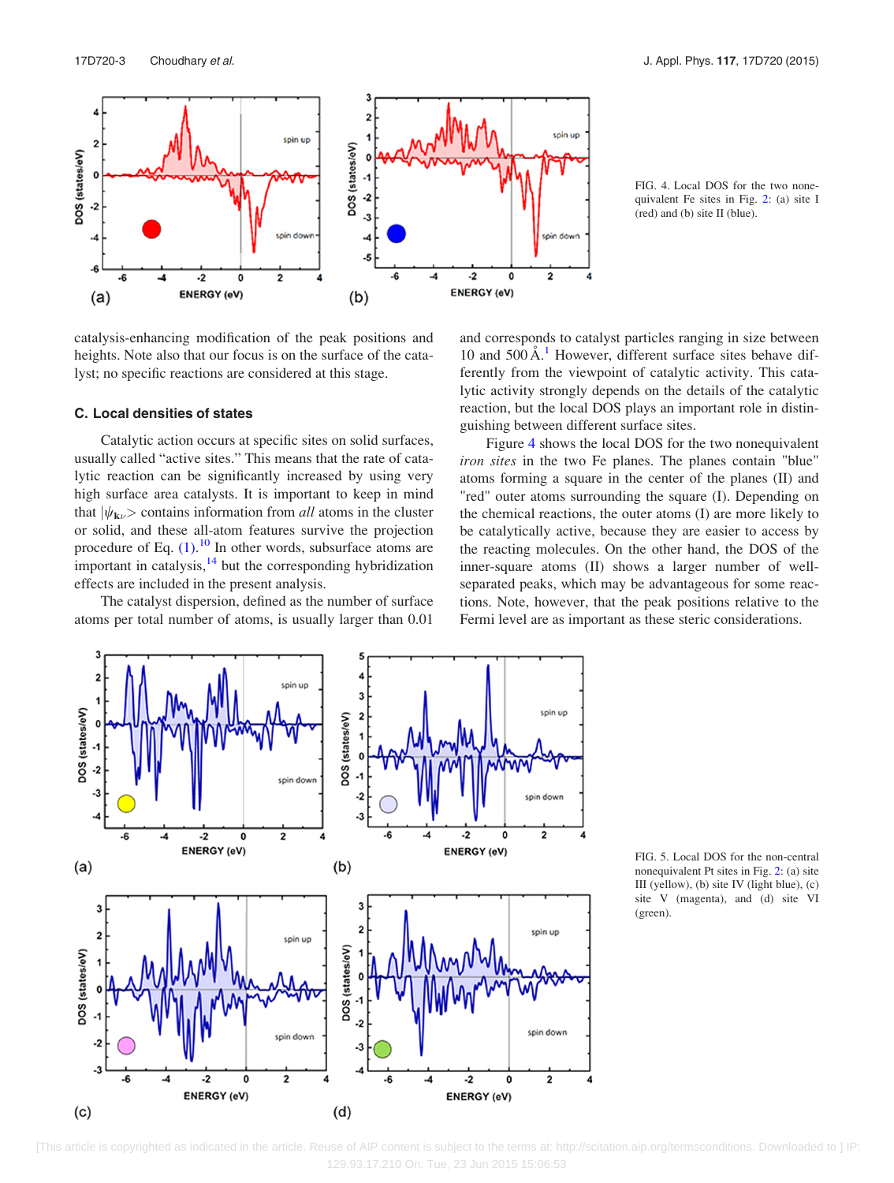FIG. 4. Local DOS for the two nonequivalent Fe sites in Fig. 2: (a) site I (red) and (b) site II (blue).

catalysis-enhancing modification of the peak positions and heights. Note also that our focus is on the surface of the catalyst; no specific reactions are considered at this stage.

### C. Local densities of states

Catalytic action occurs at specific sites on solid surfaces, usually called "active sites." This means that the rate of catalytic reaction can be significantly increased by using very high surface area catalysts. It is important to keep in mind that $|\psi_{\mathbf{k}\nu}>$ contains information from *all* atoms in the cluster or solid, and these all-atom features survive the projection procedure of Eq. (1).[10] In other words, subsurface atoms are important in catalysis,[14] but the corresponding hybridization effects are included in the present analysis.

The catalyst dispersion, defined as the number of surface atoms per total number of atoms, is usually larger than 0.01 and corresponds to catalyst particles ranging in size between 10 and 500 Å.[1] However, different surface sites behave differently from the viewpoint of catalytic activity. This catalytic activity strongly depends on the details of the catalytic reaction, but the local DOS plays an important role in distinguishing between different surface sites.

Figure 4 shows the local DOS for the two nonequivalent *iron sites* in the two Fe planes. The planes contain "blue" atoms forming a square in the center of the planes (II) and "red" outer atoms surrounding the square (I). Depending on the chemical reactions, the outer atoms (I) are more likely to be catalytically active, because they are easier to access by the reacting molecules. On the other hand, the DOS of the inner-square atoms (II) shows a larger number of well-separated peaks, which may be advantageous for some reactions. Note, however, that the peak positions relative to the Fermi level are as important as these steric considerations.

FIG. 5. Local DOS for the non-central nonequivalent Pt sites in Fig. 2: (a) site III (yellow), (b) site IV (light blue), (c) site V (magenta), and (d) site VI (green).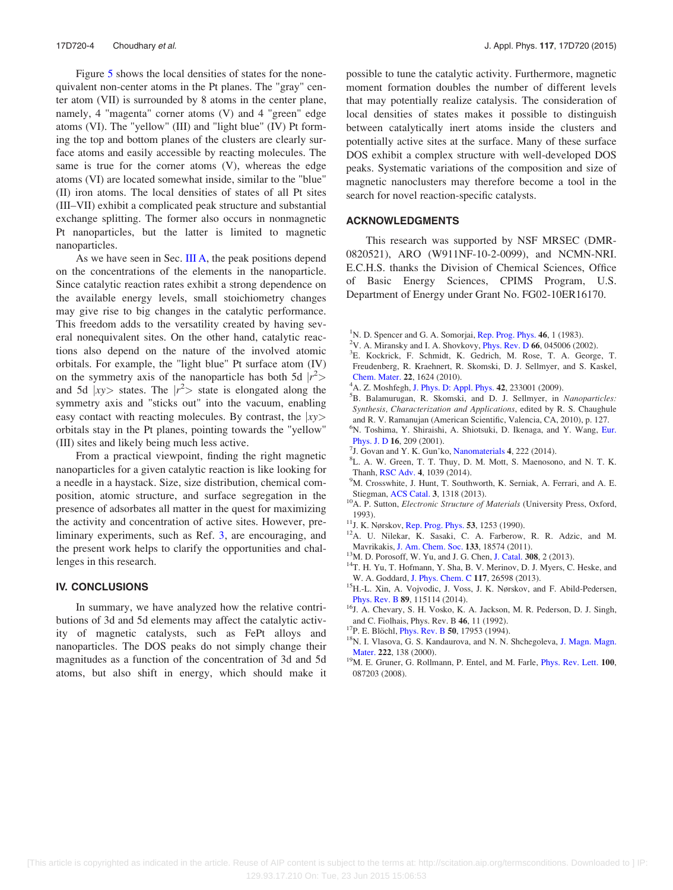Figure 5 shows the local densities of states for the nonequivalent non-center atoms in the Pt planes. The "gray" center atom (VII) is surrounded by 8 atoms in the center plane, namely, 4 "magenta" corner atoms (V) and 4 "green" edge atoms (VI). The "yellow" (III) and "light blue" (IV) Pt forming the top and bottom planes of the clusters are clearly surface atoms and easily accessible by reacting molecules. The same is true for the corner atoms (V), whereas the edge atoms (VI) are located somewhat inside, similar to the "blue" (II) iron atoms. The local densities of states of all Pt sites (III–VII) exhibit a complicated peak structure and substantial exchange splitting. The former also occurs in nonmagnetic Pt nanoparticles, but the latter is limited to magnetic nanoparticles.

As we have seen in Sec. III A, the peak positions depend on the concentrations of the elements in the nanoparticle. Since catalytic reaction rates exhibit a strong dependence on the available energy levels, small stoichiometry changes may give rise to big changes in the catalytic performance. This freedom adds to the versatility created by having several nonequivalent sites. On the other hand, catalytic reactions also depend on the nature of the involved atomic orbitals. For example, the "light blue" Pt surface atom (IV) on the symmetry axis of the nanoparticle has both 5d $|r^2>$ and 5d $|xy>$ states. The $|r^2>$ state is elongated along the symmetry axis and "sticks out" into the vacuum, enabling easy contact with reacting molecules. By contrast, the $|xy>$ orbitals stay in the Pt planes, pointing towards the "yellow" (III) sites and likely being much less active.

From a practical viewpoint, finding the right magnetic nanoparticles for a given catalytic reaction is like looking for a needle in a haystack. Size, size distribution, chemical composition, atomic structure, and surface segregation in the presence of adsorbates all matter in the quest for maximizing the activity and concentration of active sites. However, preliminary experiments, such as Ref. 3, are encouraging, and the present work helps to clarify the opportunities and challenges in this research.

## IV. CONCLUSIONS

In summary, we have analyzed how the relative contributions of 3d and 5d elements may affect the catalytic activity of magnetic catalysts, such as FePt alloys and nanoparticles. The DOS peaks do not simply change their magnitudes as a function of the concentration of 3d and 5d atoms, but also shift in energy, which should make it possible to tune the catalytic activity. Furthermore, magnetic moment formation doubles the number of different levels that may potentially realize catalysis. The consideration of local densities of states makes it possible to distinguish between catalytically inert atoms inside the clusters and potentially active sites at the surface. Many of these surface DOS exhibit a complex structure with well-developed DOS peaks. Systematic variations of the composition and size of magnetic nanoclusters may therefore become a tool in the search for novel reaction-specific catalysts.

## ACKNOWLEDGMENTS

This research was supported by NSF MRSEC (DMR-0820521), ARO (W911NF-10-2-0099), and NCMN-NRI. E.C.H.S. thanks the Division of Chemical Sciences, Office of Basic Energy Sciences, CPIMS Program, U.S. Department of Energy under Grant No. FG02-10ER16170.

[1] N. D. Spencer and G. A. Somorjai, Rep. Prog. Phys. **46**, 1 (1983).
[2] V. A. Miransky and I. A. Shovkovy, Phys. Rev. D **66**, 045006 (2002).
[3] E. Kockrick, F. Schmidt, K. Gedrich, M. Rose, T. A. George, T. Freudenberg, R. Kraehnert, R. Skomski, D. J. Sellmyer, and S. Kaskel, Chem. Mater. **22**, 1624 (2010).
[4] A. Z. Moshfegh, J. Phys. D: Appl. Phys. **42**, 233001 (2009).
[5] B. Balamurugan, R. Skomski, and D. J. Sellmyer, in *Nanoparticles: Synthesis, Characterization and Applications*, edited by R. S. Chaughule and R. V. Ramanujan (American Scientific, Valencia, CA, 2010), p. 127.
[6] N. Toshima, Y. Shiraishi, A. Shiotsuki, D. Ikenaga, and Y. Wang, Eur. Phys. J. D **16**, 209 (2001).
[7] J. Govan and Y. K. Gun'ko, Nanomaterials **4**, 222 (2014).
[8] L. A. W. Green, T. T. Thuy, D. M. Mott, S. Maenosono, and N. T. K. Thanh, RSC Adv. **4**, 1039 (2014).
[9] M. Crosswhite, J. Hunt, T. Southworth, K. Serniak, A. Ferrari, and A. E. Stiegman, ACS Catal. **3**, 1318 (2013).
[10] A. P. Sutton, *Electronic Structure of Materials* (University Press, Oxford, 1993).
[11] J. K. Nørskov, Rep. Prog. Phys. **53**, 1253 (1990).
[12] A. U. Nilekar, K. Sasaki, C. A. Farberow, R. R. Adzic, and M. Mavrikakis, J. Am. Chem. Soc. **133**, 18574 (2011).
[13] M. D. Porosoff, W. Yu, and J. G. Chen, J. Catal. **308**, 2 (2013).
[14] T. H. Yu, T. Hofmann, Y. Sha, B. V. Merinov, D. J. Myers, C. Heske, and W. A. Goddard, J. Phys. Chem. C **117**, 26598 (2013).
[15] H.-L. Xin, A. Vojvodic, J. Voss, J. K. Nørskov, and F. Abild-Pedersen, Phys. Rev. B **89**, 115114 (2014).
[16] J. A. Chevary, S. H. Vosko, K. A. Jackson, M. R. Pederson, D. J. Singh, and C. Fiolhais, Phys. Rev. B **46**, 11 (1992).
[17] P. E. Blöchl, Phys. Rev. B **50**, 17953 (1994).
[18] N. I. Vlasova, G. S. Kandaurova, and N. N. Shchegoleva, J. Magn. Magn. Mater. **222**, 138 (2000).
[19] M. E. Gruner, G. Rollmann, P. Entel, and M. Farle, Phys. Rev. Lett. **100**, 087203 (2008).